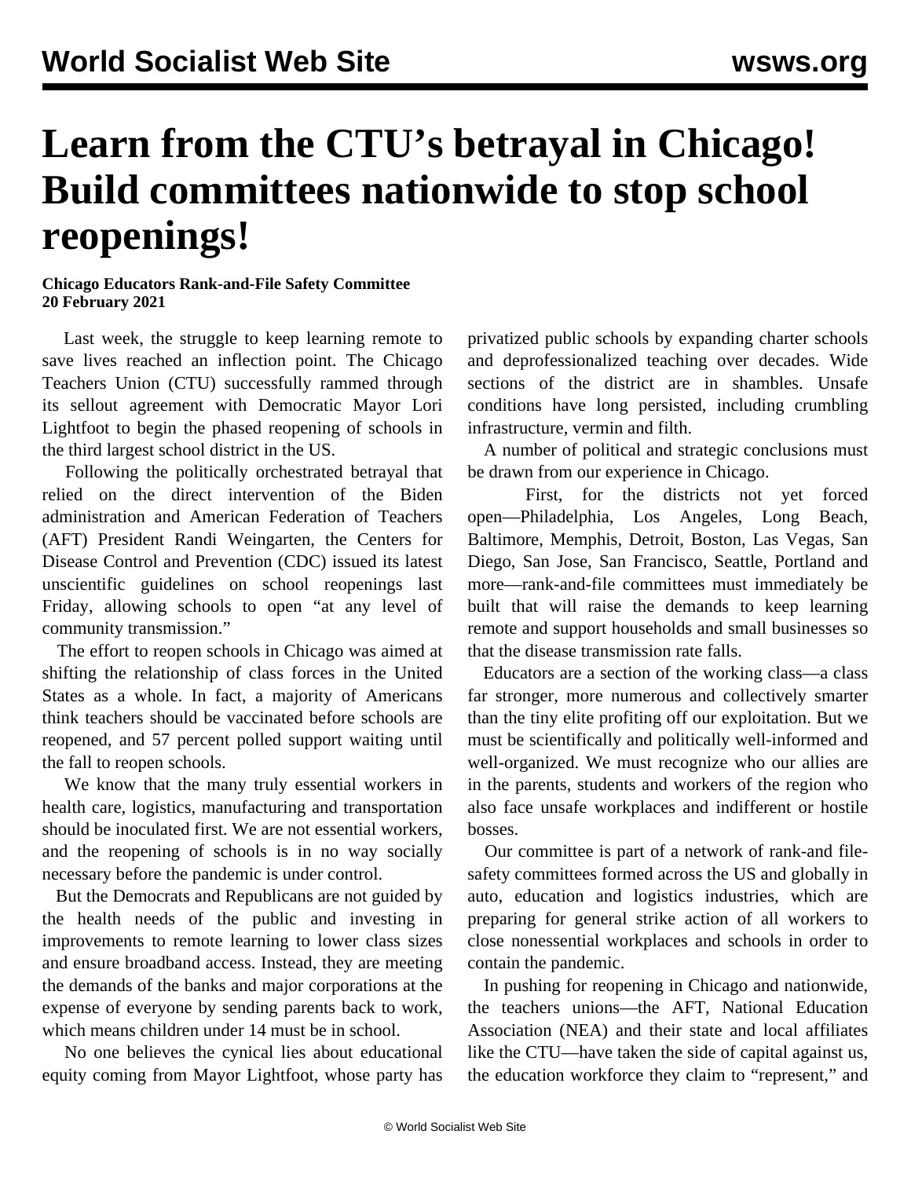# Learn from the CTU's betrayal in Chicago! Build committees nationwide to stop school reopenings!

**Chicago Educators Rank-and-File Safety Committee**
**20 February 2021**

Last week, the struggle to keep learning remote to save lives reached an inflection point. The Chicago Teachers Union (CTU) successfully rammed through its sellout agreement with Democratic Mayor Lori Lightfoot to begin the phased reopening of schools in the third largest school district in the US.

Following the politically orchestrated betrayal that relied on the direct intervention of the Biden administration and American Federation of Teachers (AFT) President Randi Weingarten, the Centers for Disease Control and Prevention (CDC) issued its latest unscientific guidelines on school reopenings last Friday, allowing schools to open "at any level of community transmission."

The effort to reopen schools in Chicago was aimed at shifting the relationship of class forces in the United States as a whole. In fact, a majority of Americans think teachers should be vaccinated before schools are reopened, and 57 percent polled support waiting until the fall to reopen schools.

We know that the many truly essential workers in health care, logistics, manufacturing and transportation should be inoculated first. We are not essential workers, and the reopening of schools is in no way socially necessary before the pandemic is under control.

But the Democrats and Republicans are not guided by the health needs of the public and investing in improvements to remote learning to lower class sizes and ensure broadband access. Instead, they are meeting the demands of the banks and major corporations at the expense of everyone by sending parents back to work, which means children under 14 must be in school.

No one believes the cynical lies about educational equity coming from Mayor Lightfoot, whose party has privatized public schools by expanding charter schools and deprofessionalized teaching over decades. Wide sections of the district are in shambles. Unsafe conditions have long persisted, including crumbling infrastructure, vermin and filth.

A number of political and strategic conclusions must be drawn from our experience in Chicago.

First, for the districts not yet forced open—Philadelphia, Los Angeles, Long Beach, Baltimore, Memphis, Detroit, Boston, Las Vegas, San Diego, San Jose, San Francisco, Seattle, Portland and more—rank-and-file committees must immediately be built that will raise the demands to keep learning remote and support households and small businesses so that the disease transmission rate falls.

Educators are a section of the working class—a class far stronger, more numerous and collectively smarter than the tiny elite profiting off our exploitation. But we must be scientifically and politically well-informed and well-organized. We must recognize who our allies are in the parents, students and workers of the region who also face unsafe workplaces and indifferent or hostile bosses.

Our committee is part of a network of rank-and file-safety committees formed across the US and globally in auto, education and logistics industries, which are preparing for general strike action of all workers to close nonessential workplaces and schools in order to contain the pandemic.

In pushing for reopening in Chicago and nationwide, the teachers unions—the AFT, National Education Association (NEA) and their state and local affiliates like the CTU—have taken the side of capital against us, the education workforce they claim to "represent," and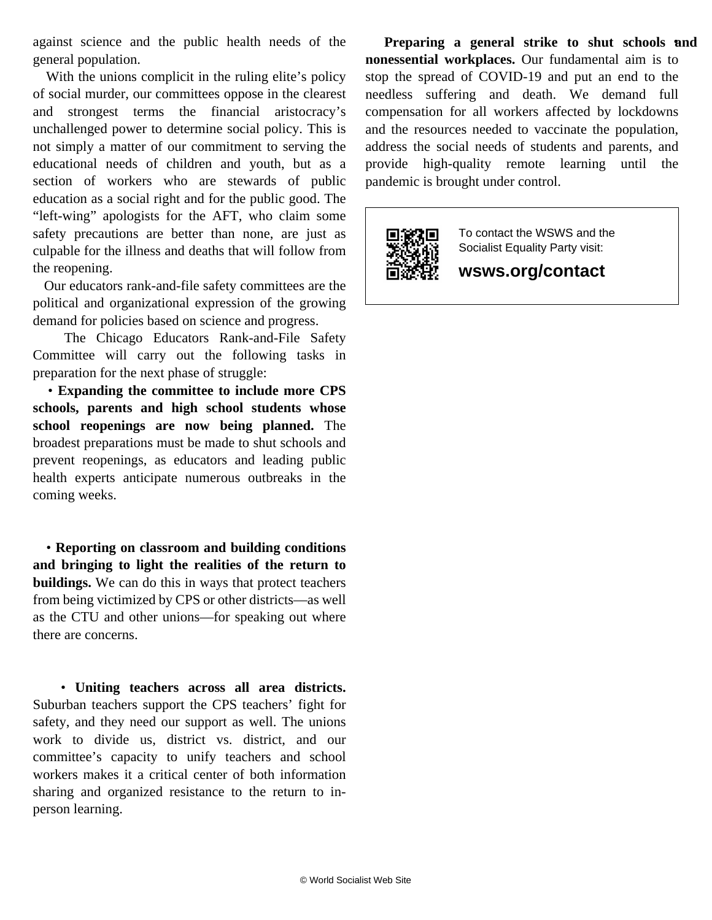against science and the public health needs of the general population.

With the unions complicit in the ruling elite's policy of social murder, our committees oppose in the clearest and strongest terms the financial aristocracy's unchallenged power to determine social policy. This is not simply a matter of our commitment to serving the educational needs of children and youth, but as a section of workers who are stewards of public education as a social right and for the public good. The "left-wing" apologists for the AFT, who claim some safety precautions are better than none, are just as culpable for the illness and deaths that will follow from the reopening.

Our educators rank-and-file safety committees are the political and organizational expression of the growing demand for policies based on science and progress.

The Chicago Educators Rank-and-File Safety Committee will carry out the following tasks in preparation for the next phase of struggle:

• **Expanding the committee to include more CPS schools, parents and high school students whose school reopenings are now being planned.** The broadest preparations must be made to shut schools and prevent reopenings, as educators and leading public health experts anticipate numerous outbreaks in the coming weeks.

• **Reporting on classroom and building conditions and bringing to light the realities of the return to buildings.** We can do this in ways that protect teachers from being victimized by CPS or other districts—as well as the CTU and other unions—for speaking out where there are concerns.

• **Uniting teachers across all area districts.** Suburban teachers support the CPS teachers' fight for safety, and they need our support as well. The unions work to divide us, district vs. district, and our committee's capacity to unify teachers and school workers makes it a critical center of both information sharing and organized resistance to the return to in-person learning.

• **Preparing a general strike to shut schools and nonessential workplaces.** Our fundamental aim is to stop the spread of COVID-19 and put an end to the needless suffering and death. We demand full compensation for all workers affected by lockdowns and the resources needed to vaccinate the population, address the social needs of students and parents, and provide high-quality remote learning until the pandemic is brought under control.

To contact the WSWS and the Socialist Equality Party visit:

**wsws.org/contact**